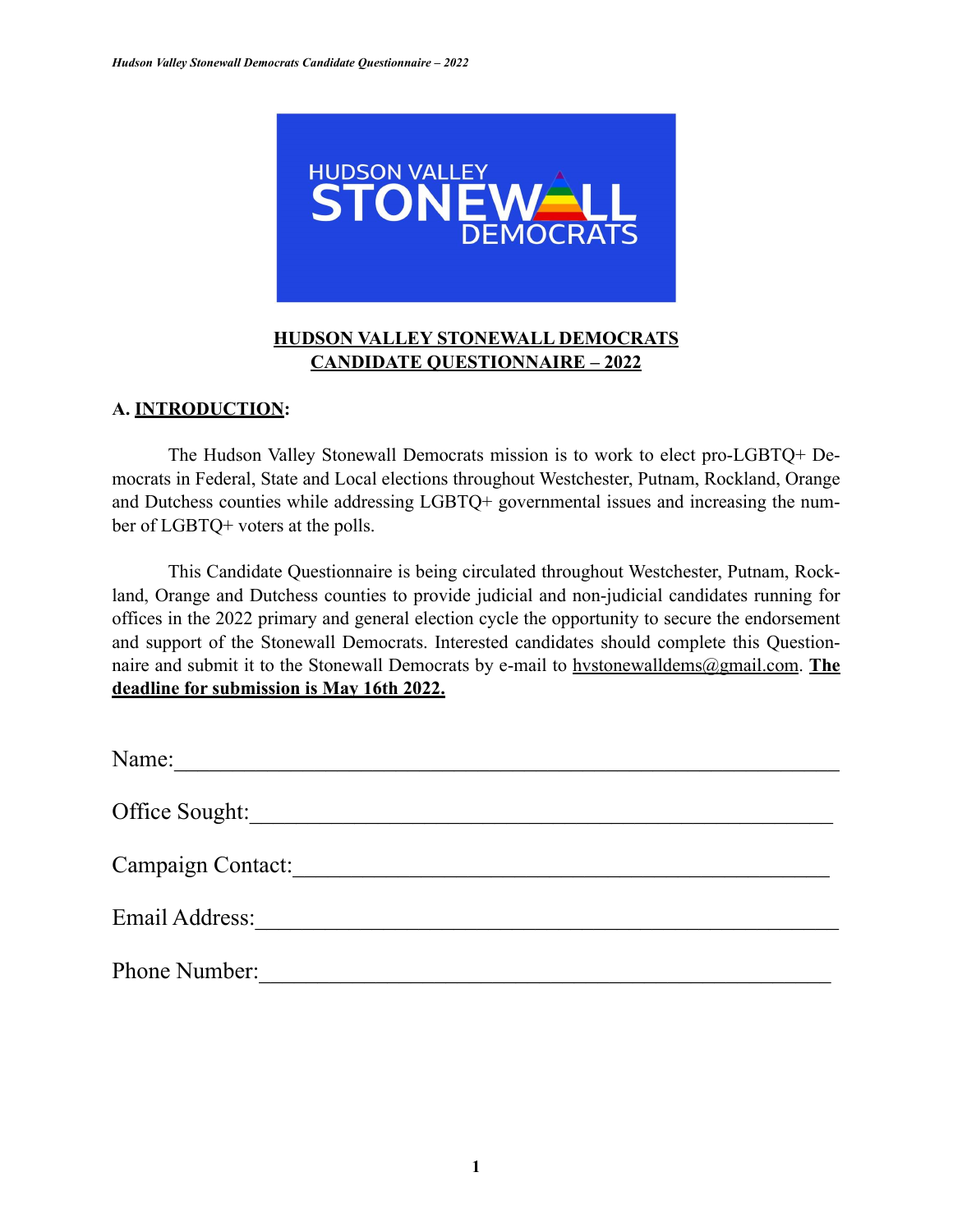# HUDSON VALLEY STONEWALL DEMOCRATS CANDIDATE QUESTIONNAIRE – 2022

## A. INTRODUCTION:

The Hudson Valley Stonewall Democrats mission is to work to elect pro-LGBTQ+ Democrats in Federal, State and Local elections throughout Westchester, Putnam, Rockland, Orange and Dutchess counties while addressing LGBTQ+ governmental issues and increasing the number of LGBTQ+ voters at the polls.

This Candidate Questionnaire is being circulated throughout Westchester, Putnam, Rockland, Orange and Dutchess counties to provide judicial and non-judicial candidates running for offices in the 2022 primary and general election cycle the opportunity to secure the endorsement and support of the Stonewall Democrats. Interested candidates should complete this Questionnaire and submit it to the Stonewall Democrats by e-mail to hvstonewalldems@gmail.com. **The deadline for submission is May 16th 2022.**

Name:______________________________________________________

Office Sought:_______________________________________________

Campaign Contact:___________________________________________

Email Address:_______________________________________________

Phone Number:______________________________________________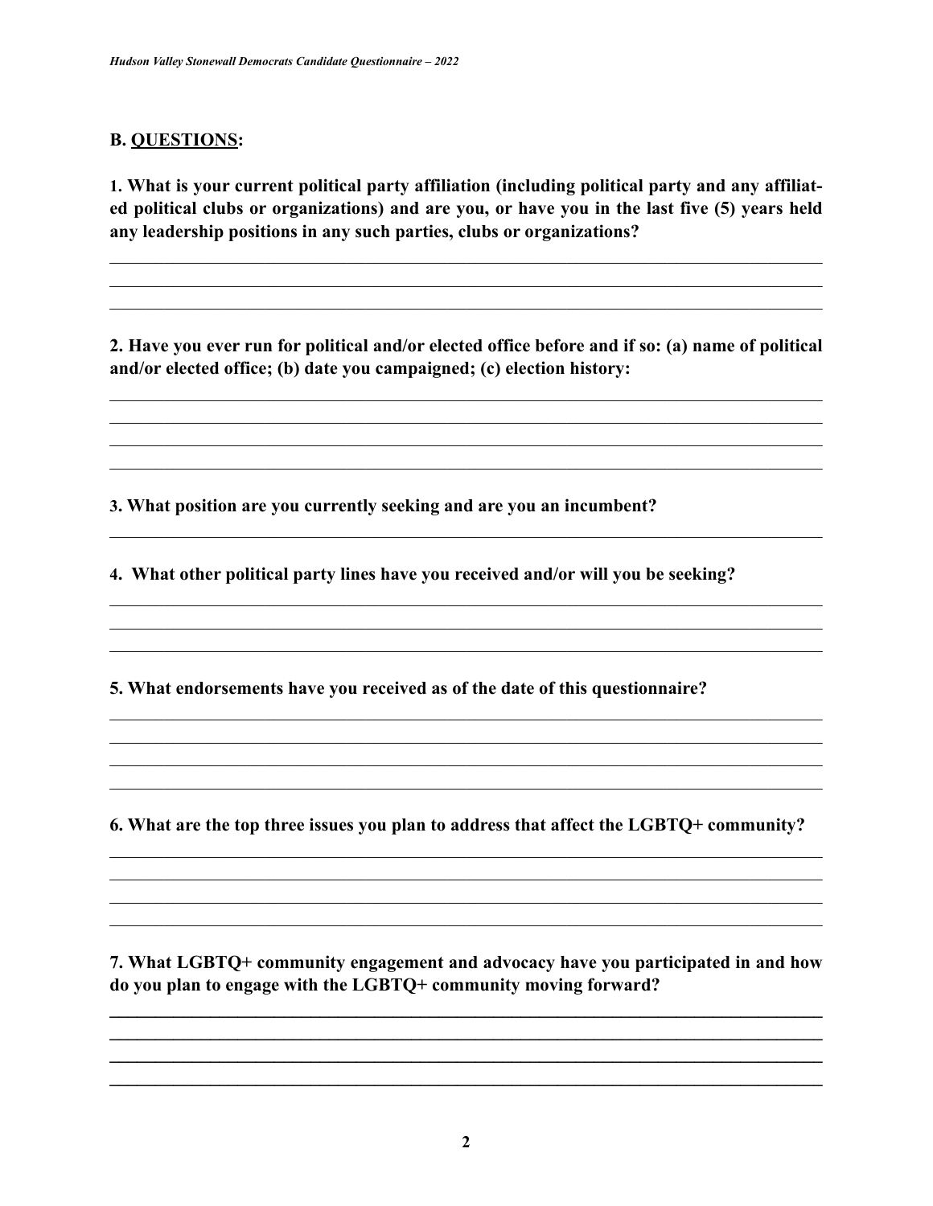**B. QUESTIONS:**

**1. What is your current political party affiliation (including political party and any affiliated political clubs or organizations) and are you, or have you in the last five (5) years held any leadership positions in any such parties, clubs or organizations?**

______________________________________________________________________________
______________________________________________________________________________
______________________________________________________________________________

**2. Have you ever run for political and/or elected office before and if so: (a) name of political and/or elected office; (b) date you campaigned; (c) election history:**

______________________________________________________________________________
______________________________________________________________________________
______________________________________________________________________________
______________________________________________________________________________

**3. What position are you currently seeking and are you an incumbent?**

______________________________________________________________________________

**4. What other political party lines have you received and/or will you be seeking?**

______________________________________________________________________________
______________________________________________________________________________
______________________________________________________________________________

**5. What endorsements have you received as of the date of this questionnaire?**

______________________________________________________________________________
______________________________________________________________________________
______________________________________________________________________________
______________________________________________________________________________

**6. What are the top three issues you plan to address that affect the LGBTQ+ community?**

______________________________________________________________________________
______________________________________________________________________________
______________________________________________________________________________
______________________________________________________________________________

**7. What LGBTQ+ community engagement and advocacy have you participated in and how do you plan to engage with the LGBTQ+ community moving forward?**

______________________________________________________________________________
______________________________________________________________________________
______________________________________________________________________________
______________________________________________________________________________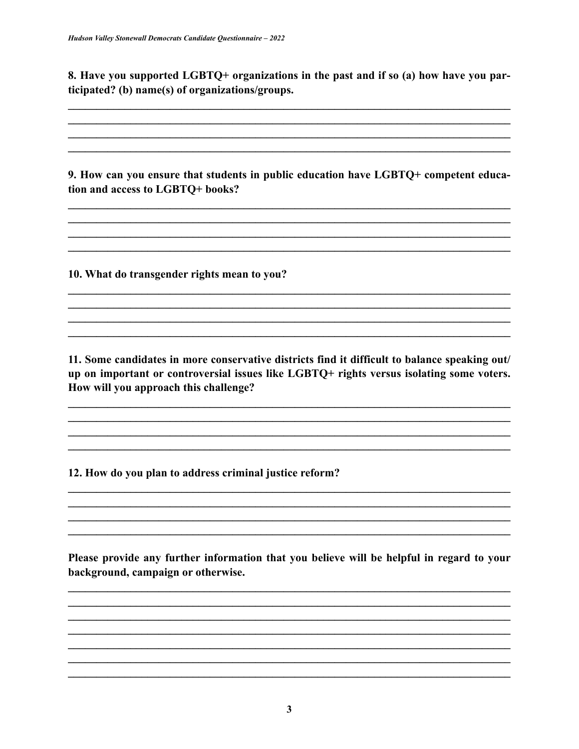**8. Have you supported LGBTQ+ organizations in the past and if so (a) how have you participated? (b) name(s) of organizations/groups.**

\_\_\_\_\_\_\_\_\_\_\_\_\_\_\_\_\_\_\_\_\_\_\_\_\_\_\_\_\_\_\_\_\_\_\_\_\_\_\_\_\_\_\_\_\_\_\_\_\_\_\_\_\_\_\_\_\_\_\_\_\_\_\_\_\_\_\_\_\_\_\_\_\_\_\_\_

\_\_\_\_\_\_\_\_\_\_\_\_\_\_\_\_\_\_\_\_\_\_\_\_\_\_\_\_\_\_\_\_\_\_\_\_\_\_\_\_\_\_\_\_\_\_\_\_\_\_\_\_\_\_\_\_\_\_\_\_\_\_\_\_\_\_\_\_\_\_\_\_\_\_\_\_

\_\_\_\_\_\_\_\_\_\_\_\_\_\_\_\_\_\_\_\_\_\_\_\_\_\_\_\_\_\_\_\_\_\_\_\_\_\_\_\_\_\_\_\_\_\_\_\_\_\_\_\_\_\_\_\_\_\_\_\_\_\_\_\_\_\_\_\_\_\_\_\_\_\_\_\_

\_\_\_\_\_\_\_\_\_\_\_\_\_\_\_\_\_\_\_\_\_\_\_\_\_\_\_\_\_\_\_\_\_\_\_\_\_\_\_\_\_\_\_\_\_\_\_\_\_\_\_\_\_\_\_\_\_\_\_\_\_\_\_\_\_\_\_\_\_\_\_\_\_\_\_\_

**9. How can you ensure that students in public education have LGBTQ+ competent education and access to LGBTQ+ books?**

\_\_\_\_\_\_\_\_\_\_\_\_\_\_\_\_\_\_\_\_\_\_\_\_\_\_\_\_\_\_\_\_\_\_\_\_\_\_\_\_\_\_\_\_\_\_\_\_\_\_\_\_\_\_\_\_\_\_\_\_\_\_\_\_\_\_\_\_\_\_\_\_\_\_\_\_

\_\_\_\_\_\_\_\_\_\_\_\_\_\_\_\_\_\_\_\_\_\_\_\_\_\_\_\_\_\_\_\_\_\_\_\_\_\_\_\_\_\_\_\_\_\_\_\_\_\_\_\_\_\_\_\_\_\_\_\_\_\_\_\_\_\_\_\_\_\_\_\_\_\_\_\_

\_\_\_\_\_\_\_\_\_\_\_\_\_\_\_\_\_\_\_\_\_\_\_\_\_\_\_\_\_\_\_\_\_\_\_\_\_\_\_\_\_\_\_\_\_\_\_\_\_\_\_\_\_\_\_\_\_\_\_\_\_\_\_\_\_\_\_\_\_\_\_\_\_\_\_\_

\_\_\_\_\_\_\_\_\_\_\_\_\_\_\_\_\_\_\_\_\_\_\_\_\_\_\_\_\_\_\_\_\_\_\_\_\_\_\_\_\_\_\_\_\_\_\_\_\_\_\_\_\_\_\_\_\_\_\_\_\_\_\_\_\_\_\_\_\_\_\_\_\_\_\_\_

**10. What do transgender rights mean to you?**

\_\_\_\_\_\_\_\_\_\_\_\_\_\_\_\_\_\_\_\_\_\_\_\_\_\_\_\_\_\_\_\_\_\_\_\_\_\_\_\_\_\_\_\_\_\_\_\_\_\_\_\_\_\_\_\_\_\_\_\_\_\_\_\_\_\_\_\_\_\_\_\_\_\_\_\_

\_\_\_\_\_\_\_\_\_\_\_\_\_\_\_\_\_\_\_\_\_\_\_\_\_\_\_\_\_\_\_\_\_\_\_\_\_\_\_\_\_\_\_\_\_\_\_\_\_\_\_\_\_\_\_\_\_\_\_\_\_\_\_\_\_\_\_\_\_\_\_\_\_\_\_\_

\_\_\_\_\_\_\_\_\_\_\_\_\_\_\_\_\_\_\_\_\_\_\_\_\_\_\_\_\_\_\_\_\_\_\_\_\_\_\_\_\_\_\_\_\_\_\_\_\_\_\_\_\_\_\_\_\_\_\_\_\_\_\_\_\_\_\_\_\_\_\_\_\_\_\_\_

\_\_\_\_\_\_\_\_\_\_\_\_\_\_\_\_\_\_\_\_\_\_\_\_\_\_\_\_\_\_\_\_\_\_\_\_\_\_\_\_\_\_\_\_\_\_\_\_\_\_\_\_\_\_\_\_\_\_\_\_\_\_\_\_\_\_\_\_\_\_\_\_\_\_\_\_

**11. Some candidates in more conservative districts find it difficult to balance speaking out/up on important or controversial issues like LGBTQ+ rights versus isolating some voters. How will you approach this challenge?**

\_\_\_\_\_\_\_\_\_\_\_\_\_\_\_\_\_\_\_\_\_\_\_\_\_\_\_\_\_\_\_\_\_\_\_\_\_\_\_\_\_\_\_\_\_\_\_\_\_\_\_\_\_\_\_\_\_\_\_\_\_\_\_\_\_\_\_\_\_\_\_\_\_\_\_\_

\_\_\_\_\_\_\_\_\_\_\_\_\_\_\_\_\_\_\_\_\_\_\_\_\_\_\_\_\_\_\_\_\_\_\_\_\_\_\_\_\_\_\_\_\_\_\_\_\_\_\_\_\_\_\_\_\_\_\_\_\_\_\_\_\_\_\_\_\_\_\_\_\_\_\_\_

\_\_\_\_\_\_\_\_\_\_\_\_\_\_\_\_\_\_\_\_\_\_\_\_\_\_\_\_\_\_\_\_\_\_\_\_\_\_\_\_\_\_\_\_\_\_\_\_\_\_\_\_\_\_\_\_\_\_\_\_\_\_\_\_\_\_\_\_\_\_\_\_\_\_\_\_

\_\_\_\_\_\_\_\_\_\_\_\_\_\_\_\_\_\_\_\_\_\_\_\_\_\_\_\_\_\_\_\_\_\_\_\_\_\_\_\_\_\_\_\_\_\_\_\_\_\_\_\_\_\_\_\_\_\_\_\_\_\_\_\_\_\_\_\_\_\_\_\_\_\_\_\_

**12. How do you plan to address criminal justice reform?**

\_\_\_\_\_\_\_\_\_\_\_\_\_\_\_\_\_\_\_\_\_\_\_\_\_\_\_\_\_\_\_\_\_\_\_\_\_\_\_\_\_\_\_\_\_\_\_\_\_\_\_\_\_\_\_\_\_\_\_\_\_\_\_\_\_\_\_\_\_\_\_\_\_\_\_\_

\_\_\_\_\_\_\_\_\_\_\_\_\_\_\_\_\_\_\_\_\_\_\_\_\_\_\_\_\_\_\_\_\_\_\_\_\_\_\_\_\_\_\_\_\_\_\_\_\_\_\_\_\_\_\_\_\_\_\_\_\_\_\_\_\_\_\_\_\_\_\_\_\_\_\_\_

\_\_\_\_\_\_\_\_\_\_\_\_\_\_\_\_\_\_\_\_\_\_\_\_\_\_\_\_\_\_\_\_\_\_\_\_\_\_\_\_\_\_\_\_\_\_\_\_\_\_\_\_\_\_\_\_\_\_\_\_\_\_\_\_\_\_\_\_\_\_\_\_\_\_\_\_

\_\_\_\_\_\_\_\_\_\_\_\_\_\_\_\_\_\_\_\_\_\_\_\_\_\_\_\_\_\_\_\_\_\_\_\_\_\_\_\_\_\_\_\_\_\_\_\_\_\_\_\_\_\_\_\_\_\_\_\_\_\_\_\_\_\_\_\_\_\_\_\_\_\_\_\_

**Please provide any further information that you believe will be helpful in regard to your background, campaign or otherwise.**

\_\_\_\_\_\_\_\_\_\_\_\_\_\_\_\_\_\_\_\_\_\_\_\_\_\_\_\_\_\_\_\_\_\_\_\_\_\_\_\_\_\_\_\_\_\_\_\_\_\_\_\_\_\_\_\_\_\_\_\_\_\_\_\_\_\_\_\_\_\_\_\_\_\_\_\_

\_\_\_\_\_\_\_\_\_\_\_\_\_\_\_\_\_\_\_\_\_\_\_\_\_\_\_\_\_\_\_\_\_\_\_\_\_\_\_\_\_\_\_\_\_\_\_\_\_\_\_\_\_\_\_\_\_\_\_\_\_\_\_\_\_\_\_\_\_\_\_\_\_\_\_\_

\_\_\_\_\_\_\_\_\_\_\_\_\_\_\_\_\_\_\_\_\_\_\_\_\_\_\_\_\_\_\_\_\_\_\_\_\_\_\_\_\_\_\_\_\_\_\_\_\_\_\_\_\_\_\_\_\_\_\_\_\_\_\_\_\_\_\_\_\_\_\_\_\_\_\_\_

\_\_\_\_\_\_\_\_\_\_\_\_\_\_\_\_\_\_\_\_\_\_\_\_\_\_\_\_\_\_\_\_\_\_\_\_\_\_\_\_\_\_\_\_\_\_\_\_\_\_\_\_\_\_\_\_\_\_\_\_\_\_\_\_\_\_\_\_\_\_\_\_\_\_\_\_

\_\_\_\_\_\_\_\_\_\_\_\_\_\_\_\_\_\_\_\_\_\_\_\_\_\_\_\_\_\_\_\_\_\_\_\_\_\_\_\_\_\_\_\_\_\_\_\_\_\_\_\_\_\_\_\_\_\_\_\_\_\_\_\_\_\_\_\_\_\_\_\_\_\_\_\_

\_\_\_\_\_\_\_\_\_\_\_\_\_\_\_\_\_\_\_\_\_\_\_\_\_\_\_\_\_\_\_\_\_\_\_\_\_\_\_\_\_\_\_\_\_\_\_\_\_\_\_\_\_\_\_\_\_\_\_\_\_\_\_\_\_\_\_\_\_\_\_\_\_\_\_\_

\_\_\_\_\_\_\_\_\_\_\_\_\_\_\_\_\_\_\_\_\_\_\_\_\_\_\_\_\_\_\_\_\_\_\_\_\_\_\_\_\_\_\_\_\_\_\_\_\_\_\_\_\_\_\_\_\_\_\_\_\_\_\_\_\_\_\_\_\_\_\_\_\_\_\_\_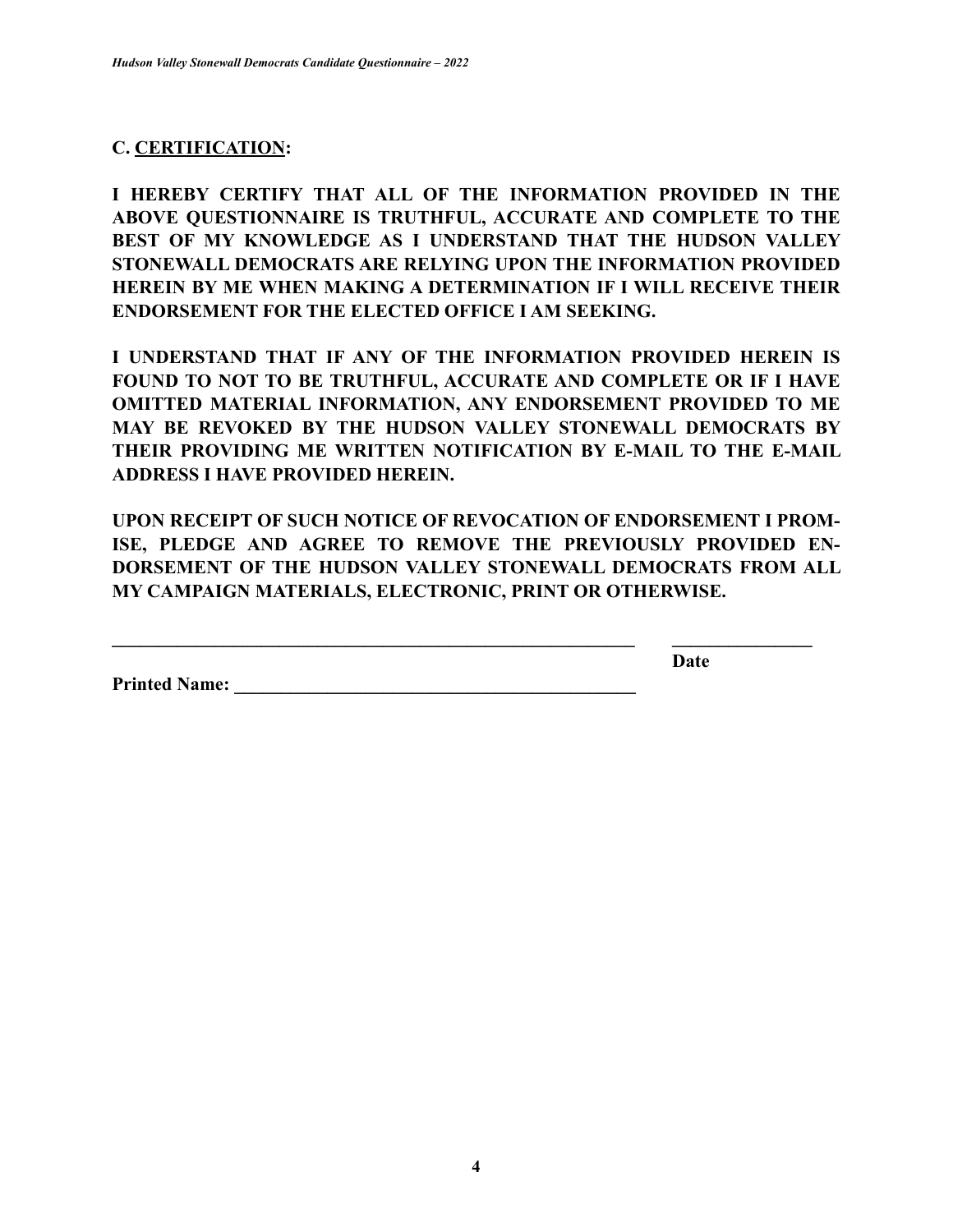## C. <u>CERTIFICATION</u>:

**I HEREBY CERTIFY THAT ALL OF THE INFORMATION PROVIDED IN THE ABOVE QUESTIONNAIRE IS TRUTHFUL, ACCURATE AND COMPLETE TO THE BEST OF MY KNOWLEDGE AS I UNDERSTAND THAT THE HUDSON VALLEY STONEWALL DEMOCRATS ARE RELYING UPON THE INFORMATION PROVIDED HEREIN BY ME WHEN MAKING A DETERMINATION IF I WILL RECEIVE THEIR ENDORSEMENT FOR THE ELECTED OFFICE I AM SEEKING.**

**I UNDERSTAND THAT IF ANY OF THE INFORMATION PROVIDED HEREIN IS FOUND TO NOT TO BE TRUTHFUL, ACCURATE AND COMPLETE OR IF I HAVE OMITTED MATERIAL INFORMATION, ANY ENDORSEMENT PROVIDED TO ME MAY BE REVOKED BY THE HUDSON VALLEY STONEWALL DEMOCRATS BY THEIR PROVIDING ME WRITTEN NOTIFICATION BY E-MAIL TO THE E-MAIL ADDRESS I HAVE PROVIDED HEREIN.**

**UPON RECEIPT OF SUCH NOTICE OF REVOCATION OF ENDORSEMENT I PROMISE, PLEDGE AND AGREE TO REMOVE THE PREVIOUSLY PROVIDED ENDORSEMENT OF THE HUDSON VALLEY STONEWALL DEMOCRATS FROM ALL MY CAMPAIGN MATERIALS, ELECTRONIC, PRINT OR OTHERWISE.**

**______________________________________________________________ _______________**

**Date**

**Printed Name: ____________________________________________**